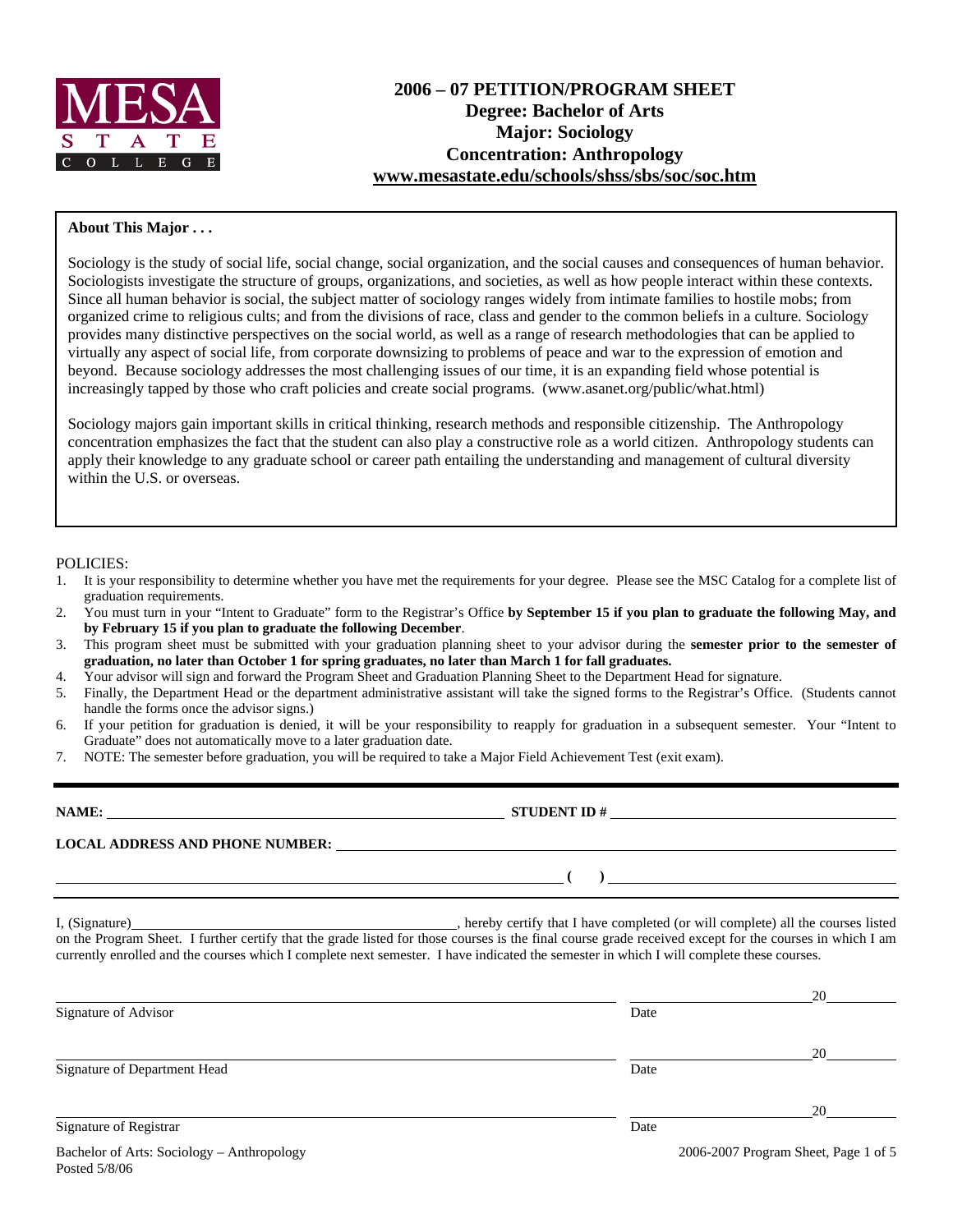MESA STATE COLLEGE

# 2006 – 07 PETITION/PROGRAM SHEET
## Degree: Bachelor of Arts
## Major: Sociology
## Concentration: Anthropology
## www.mesastate.edu/schools/shss/sbs/soc/soc.htm

**About This Major . . .**

Sociology is the study of social life, social change, social organization, and the social causes and consequences of human behavior. Sociologists investigate the structure of groups, organizations, and societies, as well as how people interact within these contexts. Since all human behavior is social, the subject matter of sociology ranges widely from intimate families to hostile mobs; from organized crime to religious cults; and from the divisions of race, class and gender to the common beliefs in a culture. Sociology provides many distinctive perspectives on the social world, as well as a range of research methodologies that can be applied to virtually any aspect of social life, from corporate downsizing to problems of peace and war to the expression of emotion and beyond. Because sociology addresses the most challenging issues of our time, it is an expanding field whose potential is increasingly tapped by those who craft policies and create social programs. (www.asanet.org/public/what.html)

Sociology majors gain important skills in critical thinking, research methods and responsible citizenship. The Anthropology concentration emphasizes the fact that the student can also play a constructive role as a world citizen. Anthropology students can apply their knowledge to any graduate school or career path entailing the understanding and management of cultural diversity within the U.S. or overseas.

POLICIES:

1. It is your responsibility to determine whether you have met the requirements for your degree. Please see the MSC Catalog for a complete list of graduation requirements.
2. You must turn in your "Intent to Graduate" form to the Registrar's Office **by September 15 if you plan to graduate the following May, and by February 15 if you plan to graduate the following December**.
3. This program sheet must be submitted with your graduation planning sheet to your advisor during the **semester prior to the semester of graduation, no later than October 1 for spring graduates, no later than March 1 for fall graduates.**
4. Your advisor will sign and forward the Program Sheet and Graduation Planning Sheet to the Department Head for signature.
5. Finally, the Department Head or the department administrative assistant will take the signed forms to the Registrar's Office. (Students cannot handle the forms once the advisor signs.)
6. If your petition for graduation is denied, it will be your responsibility to reapply for graduation in a subsequent semester. Your "Intent to Graduate" does not automatically move to a later graduation date.
7. NOTE: The semester before graduation, you will be required to take a Major Field Achievement Test (exit exam).

---

**NAME:** ______________________________ **STUDENT ID #** ______________________________

**LOCAL ADDRESS AND PHONE NUMBER:** ______________________________________________

______________________________________________ **( )** ______________________________

I, (Signature)______________________________, hereby certify that I have completed (or will complete) all the courses listed on the Program Sheet. I further certify that the grade listed for those courses is the final course grade received except for the courses in which I am currently enrolled and the courses which I complete next semester. I have indicated the semester in which I will complete these courses.

______________________________________________ ______________ 20______
Signature of Advisor Date

______________________________________________ ______________ 20______
Signature of Department Head Date

______________________________________________ ______________ 20______
Signature of Registrar Date

Bachelor of Arts: Sociology – Anthropology
Posted 5/8/06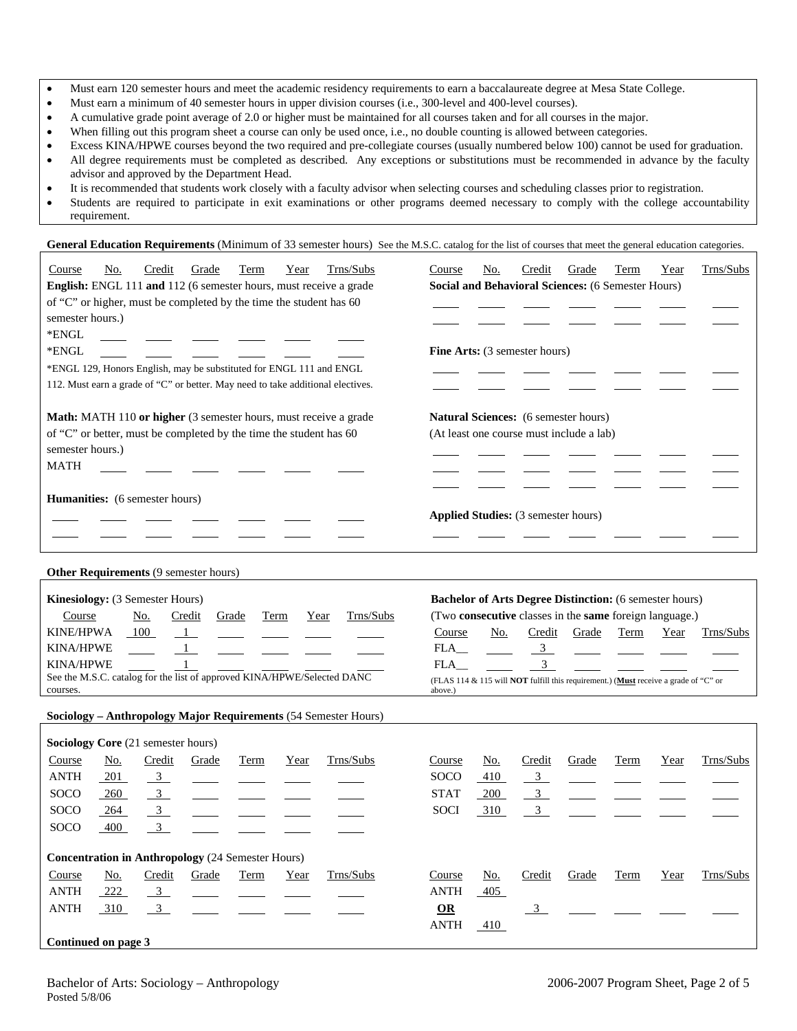- Must earn 120 semester hours and meet the academic residency requirements to earn a baccalaureate degree at Mesa State College.
- Must earn a minimum of 40 semester hours in upper division courses (i.e., 300-level and 400-level courses).
- A cumulative grade point average of 2.0 or higher must be maintained for all courses taken and for all courses in the major.
- When filling out this program sheet a course can only be used once, i.e., no double counting is allowed between categories.
- Excess KINA/HPWE courses beyond the two required and pre-collegiate courses (usually numbered below 100) cannot be used for graduation.
- All degree requirements must be completed as described. Any exceptions or substitutions must be recommended in advance by the faculty advisor and approved by the Department Head.
- It is recommended that students work closely with a faculty advisor when selecting courses and scheduling classes prior to registration.
- Students are required to participate in exit examinations or other programs deemed necessary to comply with the college accountability requirement.

**General Education Requirements** (Minimum of 33 semester hours) See the M.S.C. catalog for the list of courses that meet the general education categories.

**English:** ENGL 111 **and** 112 (6 semester hours, must receive a grade of "C" or higher, must be completed by the time the student has 60 semester hours.)

| Course | No. | Credit | Grade | Term | Year | Trns/Subs |
|---|---|---|---|---|---|---|
| *ENGL | | | | | | |
| *ENGL | | | | | | |

*ENGL 129, Honors English, may be substituted for ENGL 111 and ENGL 112. Must earn a grade of "C" or better. May need to take additional electives.

**Math:** MATH 110 **or higher** (3 semester hours, must receive a grade of "C" or better, must be completed by the time the student has 60 semester hours.)

| Course | No. | Credit | Grade | Term | Year | Trns/Subs |
|---|---|---|---|---|---|---|
| MATH | | | | | | |

**Humanities:** (6 semester hours)

| Course | No. | Credit | Grade | Term | Year | Trns/Subs |
|---|---|---|---|---|---|---|
| | | | | | | |
| | | | | | | |

**Social and Behavioral Sciences:** (6 Semester Hours)

| Course | No. | Credit | Grade | Term | Year | Trns/Subs |
|---|---|---|---|---|---|---|
| | | | | | | |
| | | | | | | |

**Fine Arts:** (3 semester hours)

| Course | No. | Credit | Grade | Term | Year | Trns/Subs |
|---|---|---|---|---|---|---|
| | | | | | | |
| | | | | | | |

**Natural Sciences:** (6 semester hours)
(At least one course must include a lab)

| Course | No. | Credit | Grade | Term | Year | Trns/Subs |
|---|---|---|---|---|---|---|
| | | | | | | |
| | | | | | | |
| | | | | | | |

**Applied Studies:** (3 semester hours)

| Course | No. | Credit | Grade | Term | Year | Trns/Subs |
|---|---|---|---|---|---|---|
| | | | | | | |

**Other Requirements** (9 semester hours)

**Kinesiology:** (3 Semester Hours)

| Course | No. | Credit | Grade | Term | Year | Trns/Subs |
|---|---|---|---|---|---|---|
| KINE/HPWA | 100 | 1 | | | | |
| KINA/HPWE | | 1 | | | | |
| KINA/HPWE | | 1 | | | | |

See the M.S.C. catalog for the list of approved KINA/HPWE/Selected DANC courses.

**Bachelor of Arts Degree Distinction:** (6 semester hours)
(Two **consecutive** classes in the **same** foreign language.)

| Course | No. | Credit | Grade | Term | Year | Trns/Subs |
|---|---|---|---|---|---|---|
| FLA__ | | 3 | | | | |
| FLA__ | | 3 | | | | |

(FLAS 114 & 115 will **NOT** fulfill this requirement.) (**Must** receive a grade of "C" or above.)

**Sociology – Anthropology Major Requirements** (54 Semester Hours)

**Sociology Core** (21 semester hours)

| Course | No. | Credit | Grade | Term | Year | Trns/Subs |
|---|---|---|---|---|---|---|
| ANTH | 201 | 3 | | | | |
| SOCO | 260 | 3 | | | | |
| SOCO | 264 | 3 | | | | |
| SOCO | 400 | 3 | | | | |
| SOCO | 410 | 3 | | | | |
| STAT | 200 | 3 | | | | |
| SOCI | 310 | 3 | | | | |

**Concentration in Anthropology** (24 Semester Hours)

| Course | No. | Credit | Grade | Term | Year | Trns/Subs |
|---|---|---|---|---|---|---|
| ANTH | 222 | 3 | | | | |
| ANTH | 310 | 3 | | | | |
| ANTH | 405 | | | | | |
| **OR** | | 3 | | | | |
| ANTH | 410 | | | | | |

**Continued on page 3**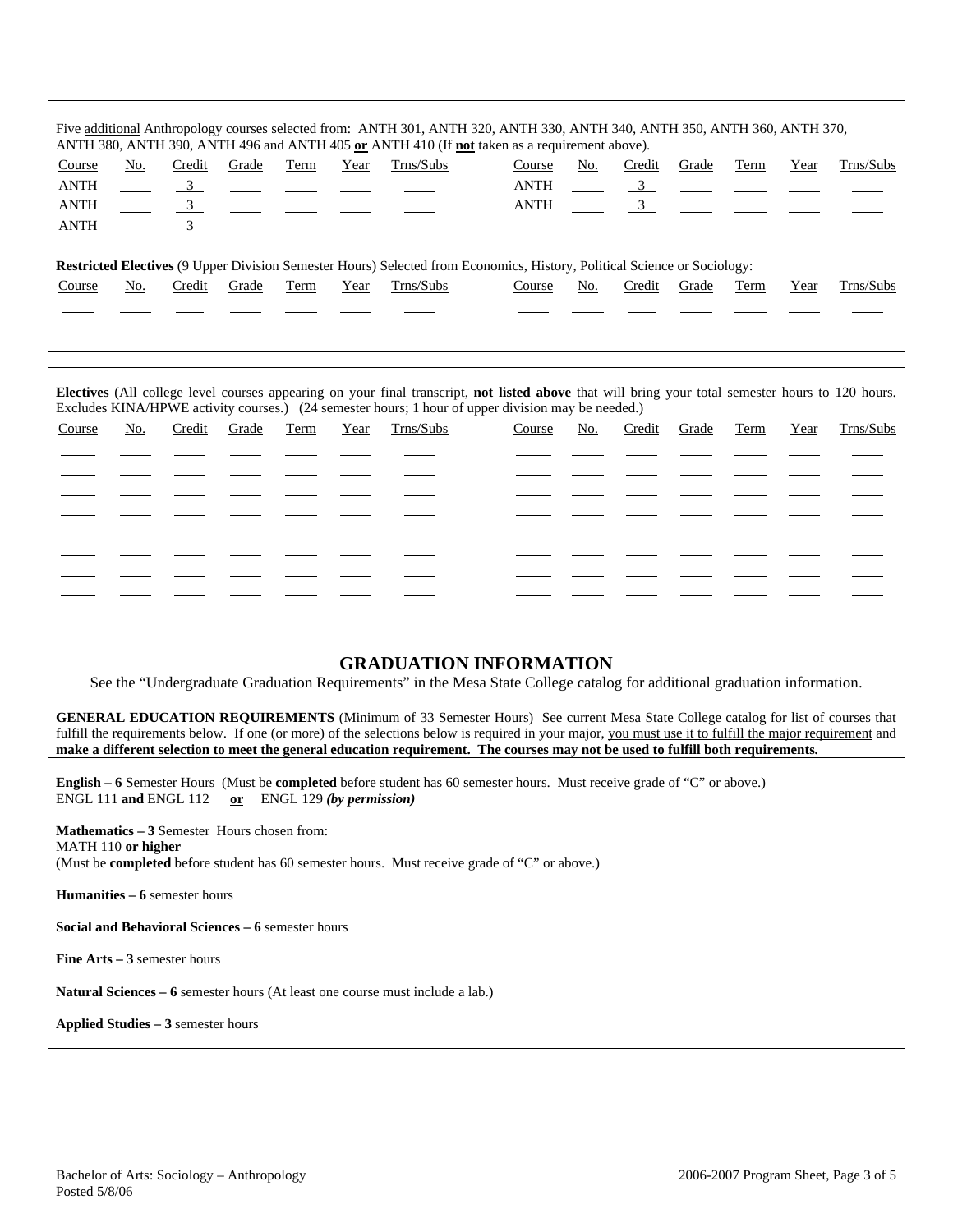Five additional Anthropology courses selected from: ANTH 301, ANTH 320, ANTH 330, ANTH 340, ANTH 350, ANTH 360, ANTH 370, ANTH 380, ANTH 390, ANTH 496 and ANTH 405 **or** ANTH 410 (If **not** taken as a requirement above).

| Course | No. | Credit | Grade | Term | Year | Trns/Subs | Course | No. | Credit | Grade | Term | Year | Trns/Subs |
|---|---|---|---|---|---|---|---|---|---|---|---|---|---|
| ANTH | | 3 | | | | | ANTH | | 3 | | | | |
| ANTH | | 3 | | | | | ANTH | | 3 | | | | |
| ANTH | | 3 | | | | | | | | | | | |

**Restricted Electives** (9 Upper Division Semester Hours) Selected from Economics, History, Political Science or Sociology:

| Course | No. | Credit | Grade | Term | Year | Trns/Subs | Course | No. | Credit | Grade | Term | Year | Trns/Subs |
|---|---|---|---|---|---|---|---|---|---|---|---|---|---|
| | | | | | | | | | | | | | |
| | | | | | | | | | | | | | |

**Electives** (All college level courses appearing on your final transcript, **not listed above** that will bring your total semester hours to 120 hours. Excludes KINA/HPWE activity courses.) (24 semester hours; 1 hour of upper division may be needed.)

| Course | No. | Credit | Grade | Term | Year | Trns/Subs | Course | No. | Credit | Grade | Term | Year | Trns/Subs |
|---|---|---|---|---|---|---|---|---|---|---|---|---|---|
| | | | | | | | | | | | | | |
| | | | | | | | | | | | | | |
| | | | | | | | | | | | | | |
| | | | | | | | | | | | | | |
| | | | | | | | | | | | | | |
| | | | | | | | | | | | | | |
| | | | | | | | | | | | | | |
| | | | | | | | | | | | | | |

## GRADUATION INFORMATION

See the "Undergraduate Graduation Requirements" in the Mesa State College catalog for additional graduation information.

**GENERAL EDUCATION REQUIREMENTS** (Minimum of 33 Semester Hours) See current Mesa State College catalog for list of courses that fulfill the requirements below. If one (or more) of the selections below is required in your major, you must use it to fulfill the major requirement and **make a different selection to meet the general education requirement. The courses may not be used to fulfill both requirements.**

**English – 6** Semester Hours (Must be **completed** before student has 60 semester hours. Must receive grade of "C" or above.)
ENGL 111 **and** ENGL 112 **or** ENGL 129 ***(by permission)***

**Mathematics – 3** Semester Hours chosen from:
MATH 110 **or higher**
(Must be **completed** before student has 60 semester hours. Must receive grade of "C" or above.)

**Humanities – 6** semester hours

**Social and Behavioral Sciences – 6** semester hours

**Fine Arts – 3** semester hours

**Natural Sciences – 6** semester hours (At least one course must include a lab.)

**Applied Studies – 3** semester hours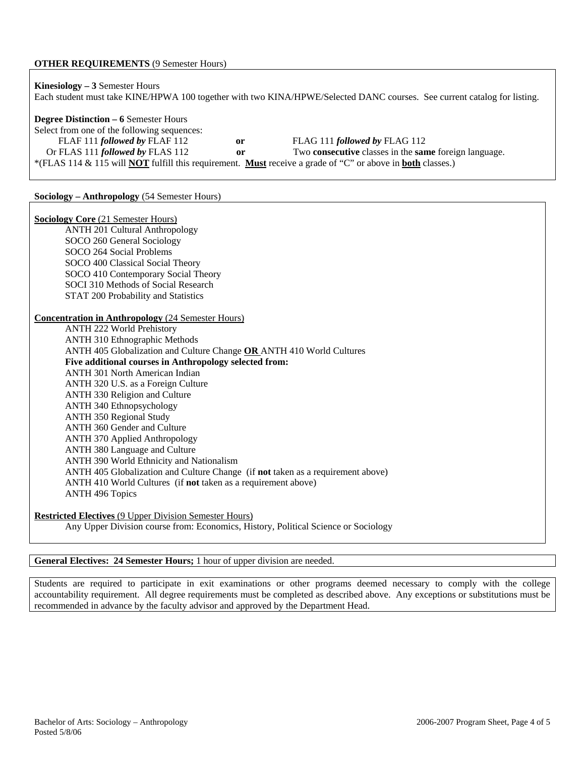**OTHER REQUIREMENTS** (9 Semester Hours)

**Kinesiology – 3** Semester Hours
Each student must take KINE/HPWA 100 together with two KINA/HPWE/Selected DANC courses. See current catalog for listing.

**Degree Distinction – 6** Semester Hours
Select from one of the following sequences:

FLAF 111 ***followed by*** FLAF 112 **or** FLAG 111 ***followed by*** FLAG 112
Or FLAS 111 ***followed by*** FLAS 112 **or** Two **consecutive** classes in the **same** foreign language.

*(FLAS 114 & 115 will **NOT** fulfill this requirement. **Must** receive a grade of "C" or above in **both** classes.)

**Sociology – Anthropology** (54 Semester Hours)

**Sociology Core** (21 Semester Hours)

- ANTH 201 Cultural Anthropology
- SOCO 260 General Sociology
- SOCO 264 Social Problems
- SOCO 400 Classical Social Theory
- SOCO 410 Contemporary Social Theory
- SOCI 310 Methods of Social Research
- STAT 200 Probability and Statistics

**Concentration in Anthropology** (24 Semester Hours)

- ANTH 222 World Prehistory
- ANTH 310 Ethnographic Methods
- ANTH 405 Globalization and Culture Change **OR** ANTH 410 World Cultures

**Five additional courses in Anthropology selected from:**

- ANTH 301 North American Indian
- ANTH 320 U.S. as a Foreign Culture
- ANTH 330 Religion and Culture
- ANTH 340 Ethnopsychology
- ANTH 350 Regional Study
- ANTH 360 Gender and Culture
- ANTH 370 Applied Anthropology
- ANTH 380 Language and Culture
- ANTH 390 World Ethnicity and Nationalism
- ANTH 405 Globalization and Culture Change (if **not** taken as a requirement above)
- ANTH 410 World Cultures (if **not** taken as a requirement above)
- ANTH 496 Topics

**Restricted Electives** (9 Upper Division Semester Hours)

Any Upper Division course from: Economics, History, Political Science or Sociology

**General Electives: 24 Semester Hours;** 1 hour of upper division are needed.

Students are required to participate in exit examinations or other programs deemed necessary to comply with the college accountability requirement. All degree requirements must be completed as described above. Any exceptions or substitutions must be recommended in advance by the faculty advisor and approved by the Department Head.

Bachelor of Arts: Sociology – Anthropology
Posted 5/8/06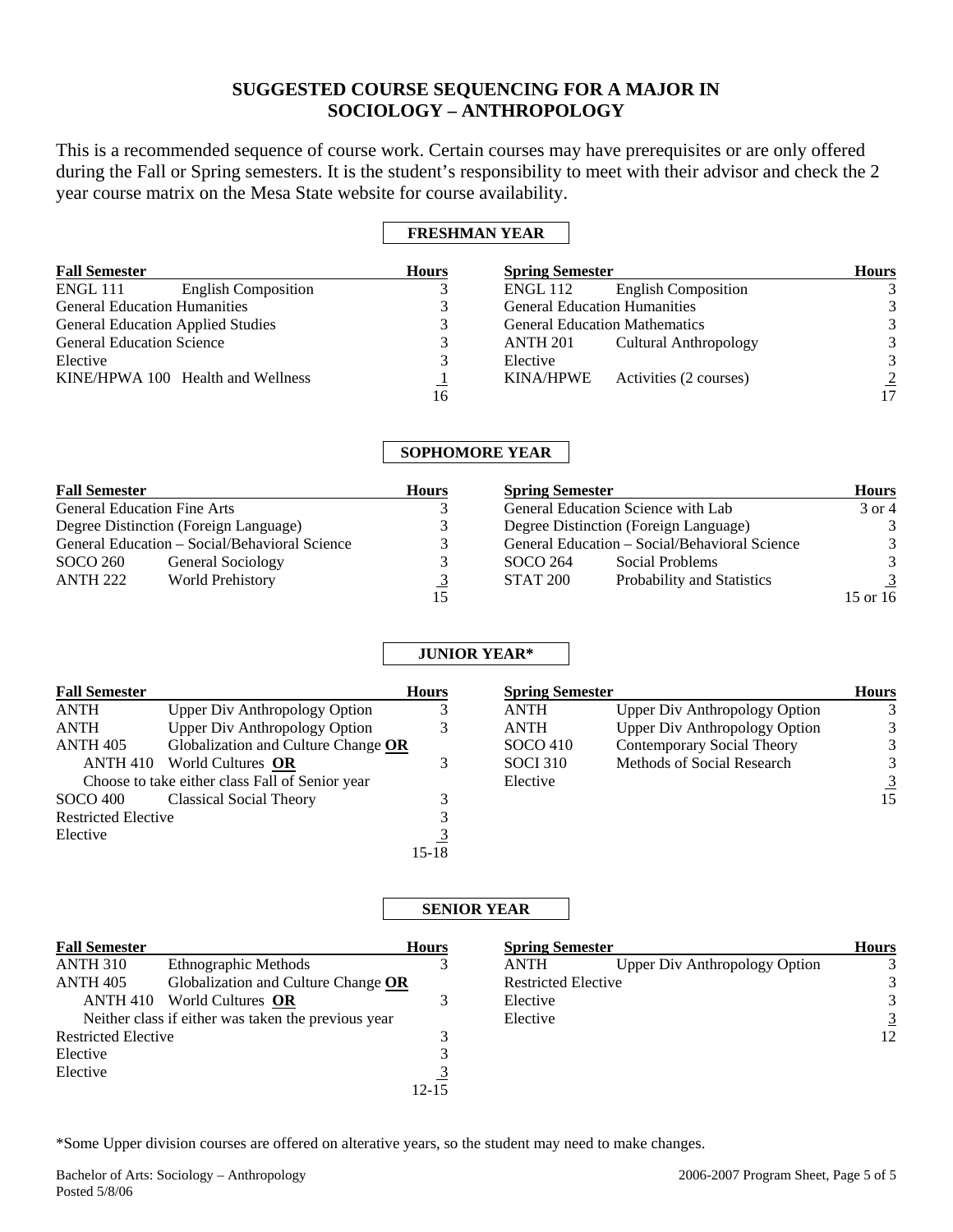# SUGGESTED COURSE SEQUENCING FOR A MAJOR IN SOCIOLOGY – ANTHROPOLOGY

This is a recommended sequence of course work. Certain courses may have prerequisites or are only offered during the Fall or Spring semesters. It is the student's responsibility to meet with their advisor and check the 2 year course matrix on the Mesa State website for course availability.

## FRESHMAN YEAR

| Fall Semester | | Hours |
|---|---|---|
| ENGL 111 | English Composition | 3 |
| General Education Humanities | | 3 |
| General Education Applied Studies | | 3 |
| General Education Science | | 3 |
| Elective | | 3 |
| KINE/HPWA 100 | Health and Wellness | 1 |
| | | 16 |

| Spring Semester | | Hours |
|---|---|---|
| ENGL 112 | English Composition | 3 |
| General Education Humanities | | 3 |
| General Education Mathematics | | 3 |
| ANTH 201 | Cultural Anthropology | 3 |
| Elective | | 3 |
| KINA/HPWE | Activities (2 courses) | 2 |
| | | 17 |

## SOPHOMORE YEAR

| Fall Semester | | Hours |
|---|---|---|
| General Education Fine Arts | | 3 |
| Degree Distinction (Foreign Language) | | 3 |
| General Education – Social/Behavioral Science | | 3 |
| SOCO 260 | General Sociology | 3 |
| ANTH 222 | World Prehistory | 3 |
| | | 15 |

| Spring Semester | | Hours |
|---|---|---|
| General Education Science with Lab | | 3 or 4 |
| Degree Distinction (Foreign Language) | | 3 |
| General Education – Social/Behavioral Science | | 3 |
| SOCO 264 | Social Problems | 3 |
| STAT 200 | Probability and Statistics | 3 |
| | | 15 or 16 |

## JUNIOR YEAR*

| Fall Semester | | Hours |
|---|---|---|
| ANTH | Upper Div Anthropology Option | 3 |
| ANTH | Upper Div Anthropology Option | 3 |
| ANTH 405 | Globalization and Culture Change **OR** | |
| ANTH 410 | World Cultures **OR** | 3 |
| Choose to take either class Fall of Senior year | | |
| SOCO 400 | Classical Social Theory | 3 |
| Restricted Elective | | 3 |
| Elective | | 3 |
| | | 15-18 |

| Spring Semester | | Hours |
|---|---|---|
| ANTH | Upper Div Anthropology Option | 3 |
| ANTH | Upper Div Anthropology Option | 3 |
| SOCO 410 | Contemporary Social Theory | 3 |
| SOCI 310 | Methods of Social Research | 3 |
| Elective | | 3 |
| | | 15 |

## SENIOR YEAR

| Fall Semester | | Hours |
|---|---|---|
| ANTH 310 | Ethnographic Methods | 3 |
| ANTH 405 | Globalization and Culture Change **OR** | |
| ANTH 410 | World Cultures **OR** | 3 |
| Neither class if either was taken the previous year | | |
| Restricted Elective | | 3 |
| Elective | | 3 |
| Elective | | 3 |
| | | 12-15 |

| Spring Semester | | Hours |
|---|---|---|
| ANTH | Upper Div Anthropology Option | 3 |
| Restricted Elective | | 3 |
| Elective | | 3 |
| Elective | | 3 |
| | | 12 |

*Some Upper division courses are offered on alterative years, so the student may need to make changes.

Bachelor of Arts: Sociology – Anthropology
Posted 5/8/06

2006-2007 Program Sheet